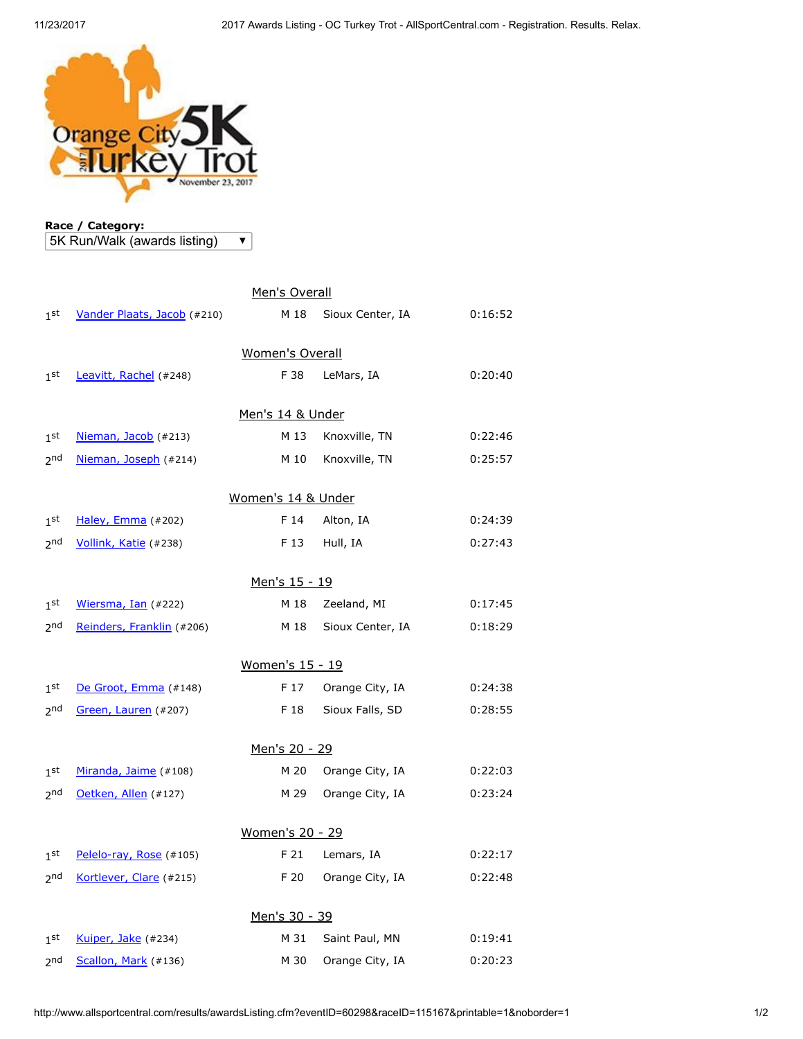**Race / Category:**

5K Run/Walk (awards listing)

## Men's Overall

| Place | Name | Sex/Age | City | Time |
|---|---|---|---|---|
| 1st | Vander Plaats, Jacob (#210) | M 18 | Sioux Center, IA | 0:16:52 |

## Women's Overall

| Place | Name | Sex/Age | City | Time |
|---|---|---|---|---|
| 1st | Leavitt, Rachel (#248) | F 38 | LeMars, IA | 0:20:40 |

## Men's 14 & Under

| Place | Name | Sex/Age | City | Time |
|---|---|---|---|---|
| 1st | Nieman, Jacob (#213) | M 13 | Knoxville, TN | 0:22:46 |
| 2nd | Nieman, Joseph (#214) | M 10 | Knoxville, TN | 0:25:57 |

## Women's 14 & Under

| Place | Name | Sex/Age | City | Time |
|---|---|---|---|---|
| 1st | Haley, Emma (#202) | F 14 | Alton, IA | 0:24:39 |
| 2nd | Vollink, Katie (#238) | F 13 | Hull, IA | 0:27:43 |

## Men's 15 - 19

| Place | Name | Sex/Age | City | Time |
|---|---|---|---|---|
| 1st | Wiersma, Ian (#222) | M 18 | Zeeland, MI | 0:17:45 |
| 2nd | Reinders, Franklin (#206) | M 18 | Sioux Center, IA | 0:18:29 |

## Women's 15 - 19

| Place | Name | Sex/Age | City | Time |
|---|---|---|---|---|
| 1st | De Groot, Emma (#148) | F 17 | Orange City, IA | 0:24:38 |
| 2nd | Green, Lauren (#207) | F 18 | Sioux Falls, SD | 0:28:55 |

## Men's 20 - 29

| Place | Name | Sex/Age | City | Time |
|---|---|---|---|---|
| 1st | Miranda, Jaime (#108) | M 20 | Orange City, IA | 0:22:03 |
| 2nd | Oetken, Allen (#127) | M 29 | Orange City, IA | 0:23:24 |

## Women's 20 - 29

| Place | Name | Sex/Age | City | Time |
|---|---|---|---|---|
| 1st | Pelelo-ray, Rose (#105) | F 21 | Lemars, IA | 0:22:17 |
| 2nd | Kortlever, Clare (#215) | F 20 | Orange City, IA | 0:22:48 |

## Men's 30 - 39

| Place | Name | Sex/Age | City | Time |
|---|---|---|---|---|
| 1st | Kuiper, Jake (#234) | M 31 | Saint Paul, MN | 0:19:41 |
| 2nd | Scallon, Mark (#136) | M 30 | Orange City, IA | 0:20:23 |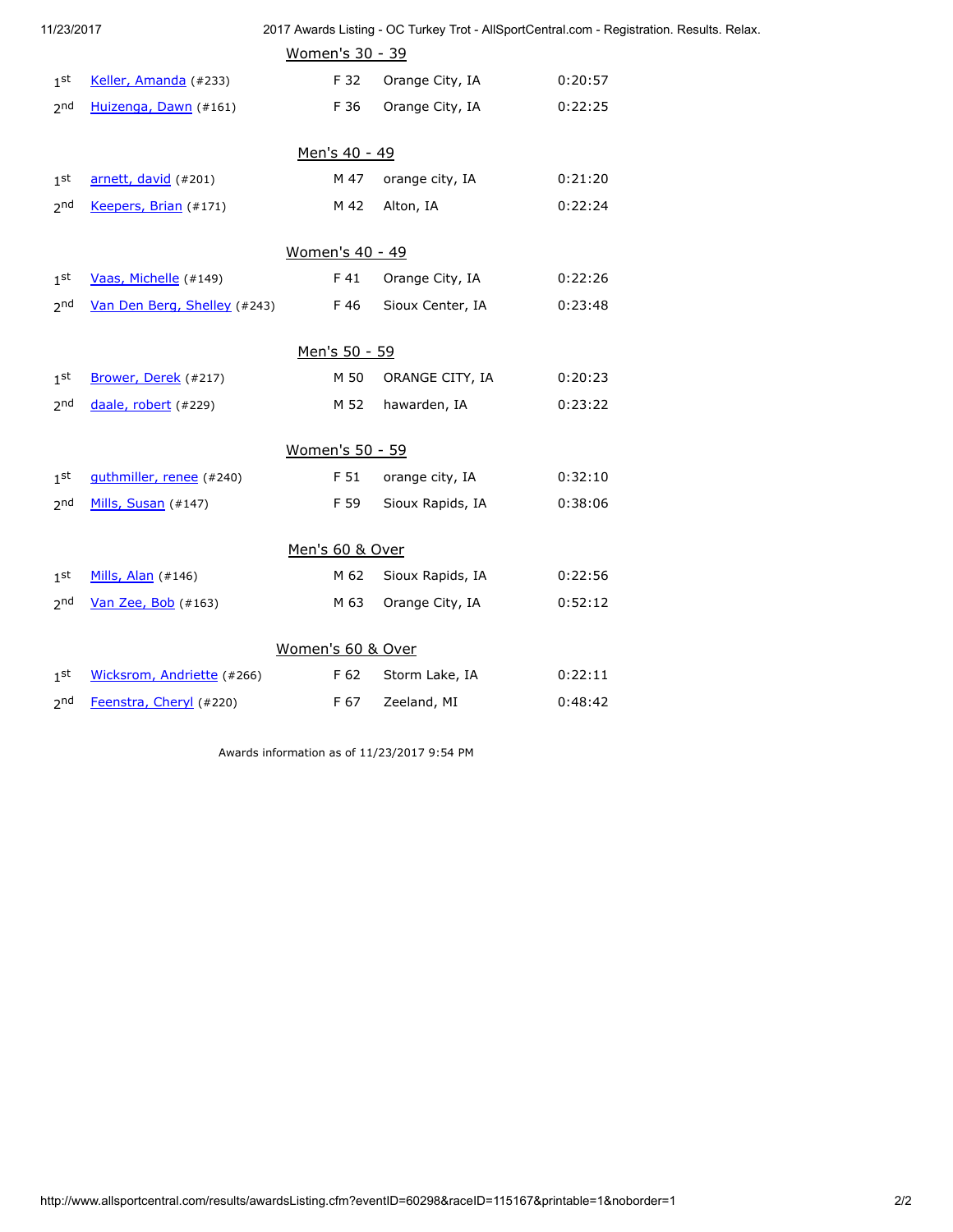## Women's 30 - 39

| | | | | |
|---|---|---|---|---|
| 1st | Keller, Amanda (#233) | F 32 | Orange City, IA | 0:20:57 |
| 2nd | Huizenga, Dawn (#161) | F 36 | Orange City, IA | 0:22:25 |

## Men's 40 - 49

| | | | | |
|---|---|---|---|---|
| 1st | arnett, david (#201) | M 47 | orange city, IA | 0:21:20 |
| 2nd | Keepers, Brian (#171) | M 42 | Alton, IA | 0:22:24 |

## Women's 40 - 49

| | | | | |
|---|---|---|---|---|
| 1st | Vaas, Michelle (#149) | F 41 | Orange City, IA | 0:22:26 |
| 2nd | Van Den Berg, Shelley (#243) | F 46 | Sioux Center, IA | 0:23:48 |

## Men's 50 - 59

| | | | | |
|---|---|---|---|---|
| 1st | Brower, Derek (#217) | M 50 | ORANGE CITY, IA | 0:20:23 |
| 2nd | daale, robert (#229) | M 52 | hawarden, IA | 0:23:22 |

## Women's 50 - 59

| | | | | |
|---|---|---|---|---|
| 1st | guthmiller, renee (#240) | F 51 | orange city, IA | 0:32:10 |
| 2nd | Mills, Susan (#147) | F 59 | Sioux Rapids, IA | 0:38:06 |

## Men's 60 & Over

| | | | | |
|---|---|---|---|---|
| 1st | Mills, Alan (#146) | M 62 | Sioux Rapids, IA | 0:22:56 |
| 2nd | Van Zee, Bob (#163) | M 63 | Orange City, IA | 0:52:12 |

## Women's 60 & Over

| | | | | |
|---|---|---|---|---|
| 1st | Wicksrom, Andriette (#266) | F 62 | Storm Lake, IA | 0:22:11 |
| 2nd | Feenstra, Cheryl (#220) | F 67 | Zeeland, MI | 0:48:42 |

Awards information as of 11/23/2017 9:54 PM